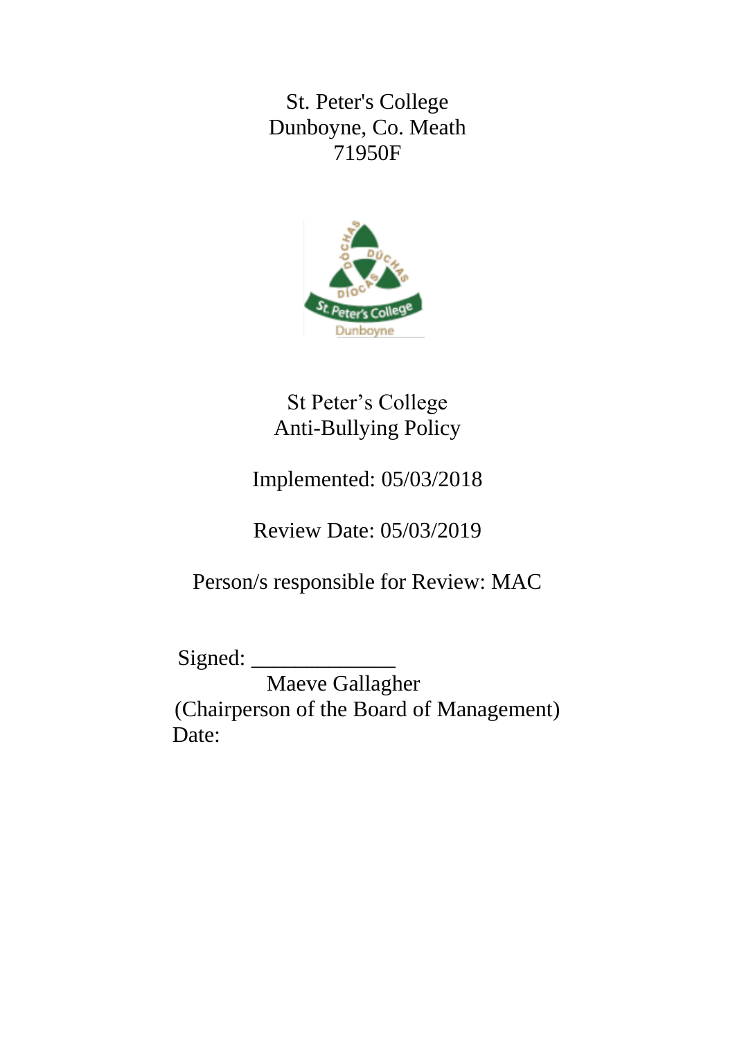St. Peter's College
Dunboyne, Co. Meath
71950F

# St Peter’s College
# Anti-Bullying Policy

Implemented: 05/03/2018

Review Date: 05/03/2019

Person/s responsible for Review: MAC

Signed: _____________
Maeve Gallagher
(Chairperson of the Board of Management)
Date: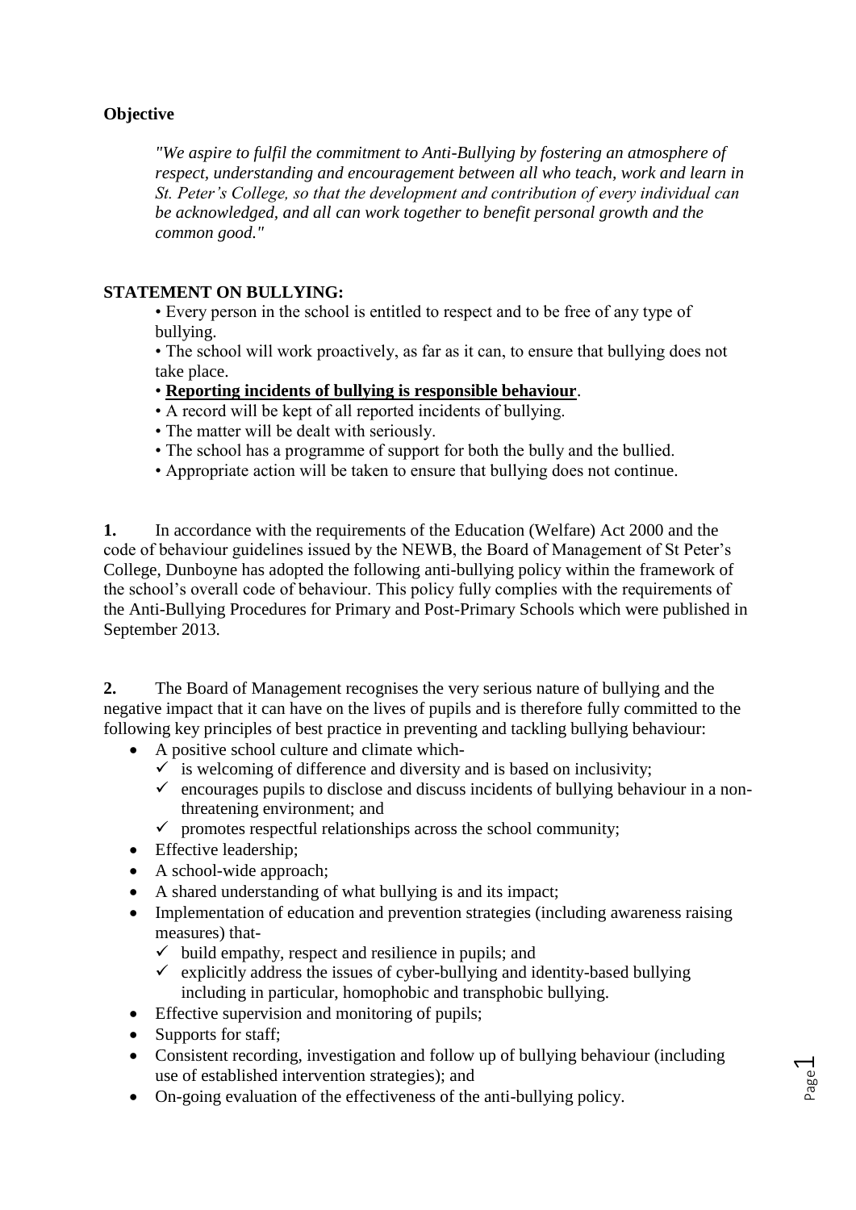**Objective**

> *"We aspire to fulfil the commitment to Anti-Bullying by fostering an atmosphere of respect, understanding and encouragement between all who teach, work and learn in St. Peter's College, so that the development and contribution of every individual can be acknowledged, and all can work together to benefit personal growth and the common good."*

**STATEMENT ON BULLYING:**

- Every person in the school is entitled to respect and to be free of any type of bullying.
- The school will work proactively, as far as it can, to ensure that bullying does not take place.
- **Reporting incidents of bullying is responsible behaviour**.
- A record will be kept of all reported incidents of bullying.
- The matter will be dealt with seriously.
- The school has a programme of support for both the bully and the bullied.
- Appropriate action will be taken to ensure that bullying does not continue.

**1.** In accordance with the requirements of the Education (Welfare) Act 2000 and the code of behaviour guidelines issued by the NEWB, the Board of Management of St Peter's College, Dunboyne has adopted the following anti-bullying policy within the framework of the school's overall code of behaviour. This policy fully complies with the requirements of the Anti-Bullying Procedures for Primary and Post-Primary Schools which were published in September 2013.

**2.** The Board of Management recognises the very serious nature of bullying and the negative impact that it can have on the lives of pupils and is therefore fully committed to the following key principles of best practice in preventing and tackling bullying behaviour:

- A positive school culture and climate which-
  - ✓ is welcoming of difference and diversity and is based on inclusivity;
  - ✓ encourages pupils to disclose and discuss incidents of bullying behaviour in a non-threatening environment; and
  - ✓ promotes respectful relationships across the school community;
- Effective leadership;
- A school-wide approach;
- A shared understanding of what bullying is and its impact;
- Implementation of education and prevention strategies (including awareness raising measures) that-
  - ✓ build empathy, respect and resilience in pupils; and
  - ✓ explicitly address the issues of cyber-bullying and identity-based bullying including in particular, homophobic and transphobic bullying.
- Effective supervision and monitoring of pupils;
- Supports for staff;
- Consistent recording, investigation and follow up of bullying behaviour (including use of established intervention strategies); and
- On-going evaluation of the effectiveness of the anti-bullying policy.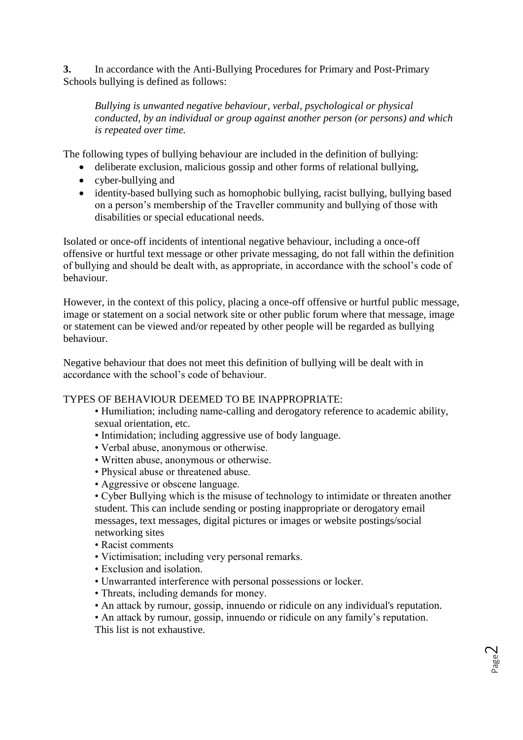**3.** In accordance with the Anti-Bullying Procedures for Primary and Post-Primary Schools bullying is defined as follows:

> *Bullying is unwanted negative behaviour, verbal, psychological or physical conducted, by an individual or group against another person (or persons) and which is repeated over time.*

The following types of bullying behaviour are included in the definition of bullying:

- deliberate exclusion, malicious gossip and other forms of relational bullying,
- cyber-bullying and
- identity-based bullying such as homophobic bullying, racist bullying, bullying based on a person's membership of the Traveller community and bullying of those with disabilities or special educational needs.

Isolated or once-off incidents of intentional negative behaviour, including a once-off offensive or hurtful text message or other private messaging, do not fall within the definition of bullying and should be dealt with, as appropriate, in accordance with the school's code of behaviour.

However, in the context of this policy, placing a once-off offensive or hurtful public message, image or statement on a social network site or other public forum where that message, image or statement can be viewed and/or repeated by other people will be regarded as bullying behaviour.

Negative behaviour that does not meet this definition of bullying will be dealt with in accordance with the school's code of behaviour.

TYPES OF BEHAVIOUR DEEMED TO BE INAPPROPRIATE:

- Humiliation; including name-calling and derogatory reference to academic ability, sexual orientation, etc.
- Intimidation; including aggressive use of body language.
- Verbal abuse, anonymous or otherwise.
- Written abuse, anonymous or otherwise.
- Physical abuse or threatened abuse.
- Aggressive or obscene language.
- Cyber Bullying which is the misuse of technology to intimidate or threaten another student. This can include sending or posting inappropriate or derogatory email messages, text messages, digital pictures or images or website postings/social networking sites
- Racist comments
- Victimisation; including very personal remarks.
- Exclusion and isolation.
- Unwarranted interference with personal possessions or locker.
- Threats, including demands for money.
- An attack by rumour, gossip, innuendo or ridicule on any individual's reputation.
- An attack by rumour, gossip, innuendo or ridicule on any family's reputation.

This list is not exhaustive.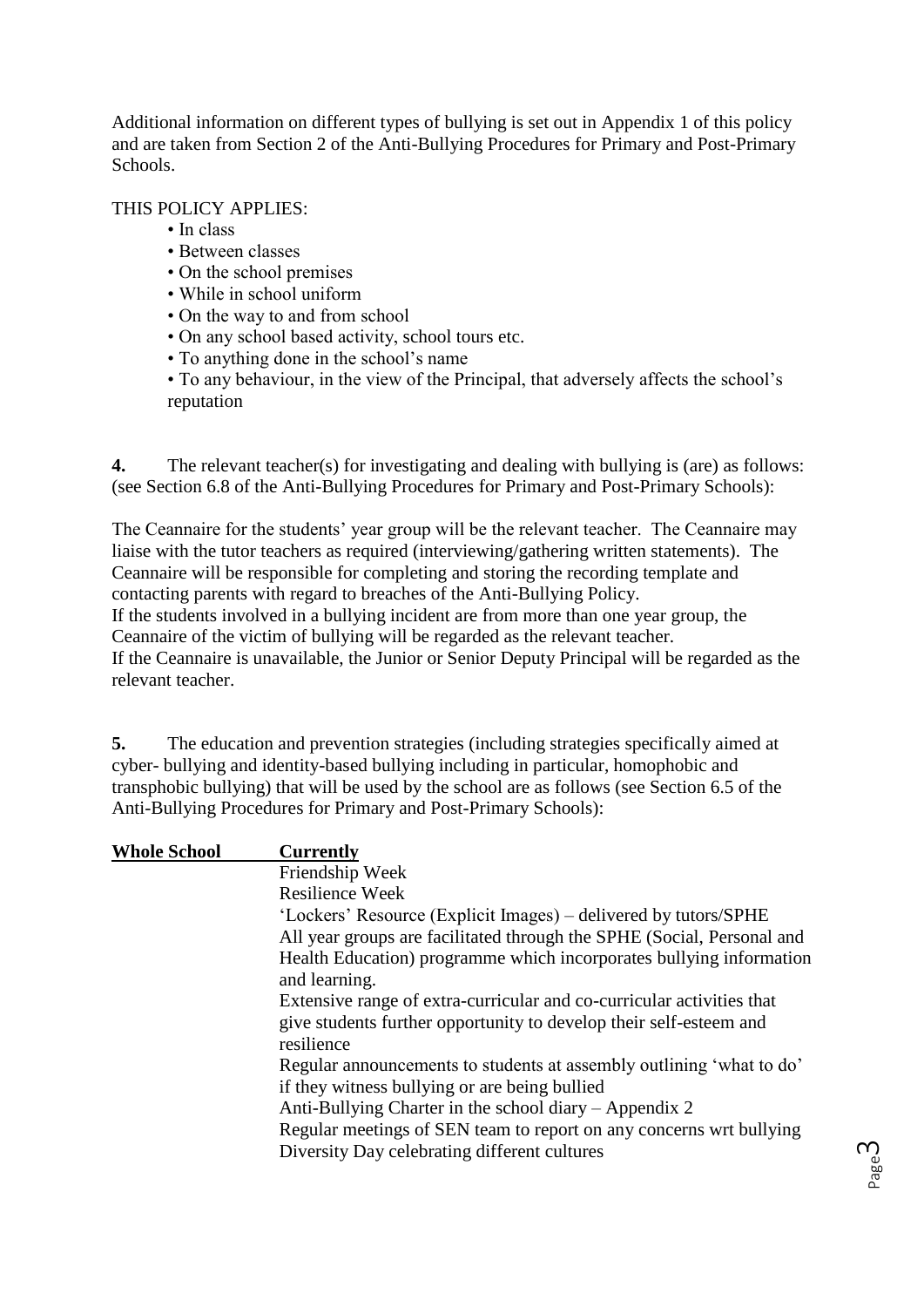Additional information on different types of bullying is set out in Appendix 1 of this policy and are taken from Section 2 of the Anti-Bullying Procedures for Primary and Post-Primary Schools.

THIS POLICY APPLIES:

- In class
- Between classes
- On the school premises
- While in school uniform
- On the way to and from school
- On any school based activity, school tours etc.
- To anything done in the school's name
- To any behaviour, in the view of the Principal, that adversely affects the school's reputation

**4.** The relevant teacher(s) for investigating and dealing with bullying is (are) as follows: (see Section 6.8 of the Anti-Bullying Procedures for Primary and Post-Primary Schools):

The Ceannaire for the students' year group will be the relevant teacher. The Ceannaire may liaise with the tutor teachers as required (interviewing/gathering written statements). The Ceannaire will be responsible for completing and storing the recording template and contacting parents with regard to breaches of the Anti-Bullying Policy.
If the students involved in a bullying incident are from more than one year group, the Ceannaire of the victim of bullying will be regarded as the relevant teacher.
If the Ceannaire is unavailable, the Junior or Senior Deputy Principal will be regarded as the relevant teacher.

**5.** The education and prevention strategies (including strategies specifically aimed at cyber- bullying and identity-based bullying including in particular, homophobic and transphobic bullying) that will be used by the school are as follows (see Section 6.5 of the Anti-Bullying Procedures for Primary and Post-Primary Schools):

| **<u>Whole School</u>** | **<u>Currently</u>** |
|---|---|
| | Friendship Week |
| | Resilience Week |
| | 'Lockers' Resource (Explicit Images) – delivered by tutors/SPHE |
| | All year groups are facilitated through the SPHE (Social, Personal and Health Education) programme which incorporates bullying information and learning. |
| | Extensive range of extra-curricular and co-curricular activities that give students further opportunity to develop their self-esteem and resilience |
| | Regular announcements to students at assembly outlining 'what to do' if they witness bullying or are being bullied |
| | Anti-Bullying Charter in the school diary – Appendix 2 |
| | Regular meetings of SEN team to report on any concerns wrt bullying |
| | Diversity Day celebrating different cultures |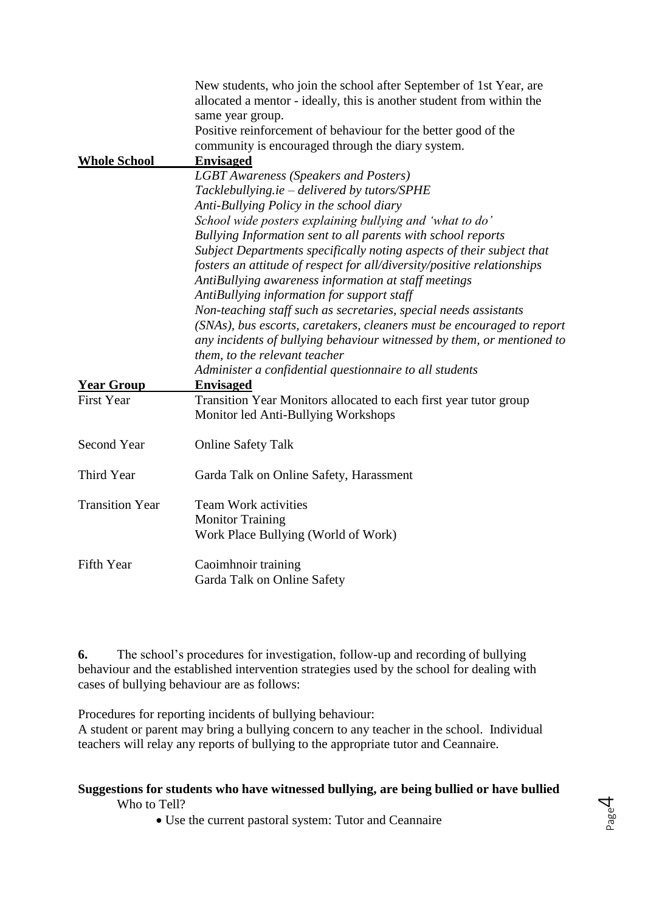| | |
|---|---|
| | New students, who join the school after September of 1st Year, are allocated a mentor - ideally, this is another student from within the same year group.<br>Positive reinforcement of behaviour for the better good of the community is encouraged through the diary system. |
| **Whole School** | **Envisaged** |
| | *LGBT Awareness (Speakers and Posters)*<br>*Tacklebullying.ie – delivered by tutors/SPHE*<br>*Anti-Bullying Policy in the school diary*<br>*School wide posters explaining bullying and 'what to do'*<br>*Bullying Information sent to all parents with school reports*<br>*Subject Departments specifically noting aspects of their subject that fosters an attitude of respect for all/diversity/positive relationships*<br>*AntiBullying awareness information at staff meetings*<br>*AntiBullying information for support staff*<br>*Non-teaching staff such as secretaries, special needs assistants (SNAs), bus escorts, caretakers, cleaners must be encouraged to report any incidents of bullying behaviour witnessed by them, or mentioned to them, to the relevant teacher*<br>*Administer a confidential questionnaire to all students* |
| **Year Group** | **Envisaged** |
| First Year | Transition Year Monitors allocated to each first year tutor group<br>Monitor led Anti-Bullying Workshops |
| Second Year | Online Safety Talk |
| Third Year | Garda Talk on Online Safety, Harassment |
| Transition Year | Team Work activities<br>Monitor Training<br>Work Place Bullying (World of Work) |
| Fifth Year | Caoimhnoir training<br>Garda Talk on Online Safety |

**6.** The school's procedures for investigation, follow-up and recording of bullying behaviour and the established intervention strategies used by the school for dealing with cases of bullying behaviour are as follows:

Procedures for reporting incidents of bullying behaviour:
A student or parent may bring a bullying concern to any teacher in the school. Individual teachers will relay any reports of bullying to the appropriate tutor and Ceannaire.

**Suggestions for students who have witnessed bullying, are being bullied or have bullied**

Who to Tell?

- Use the current pastoral system: Tutor and Ceannaire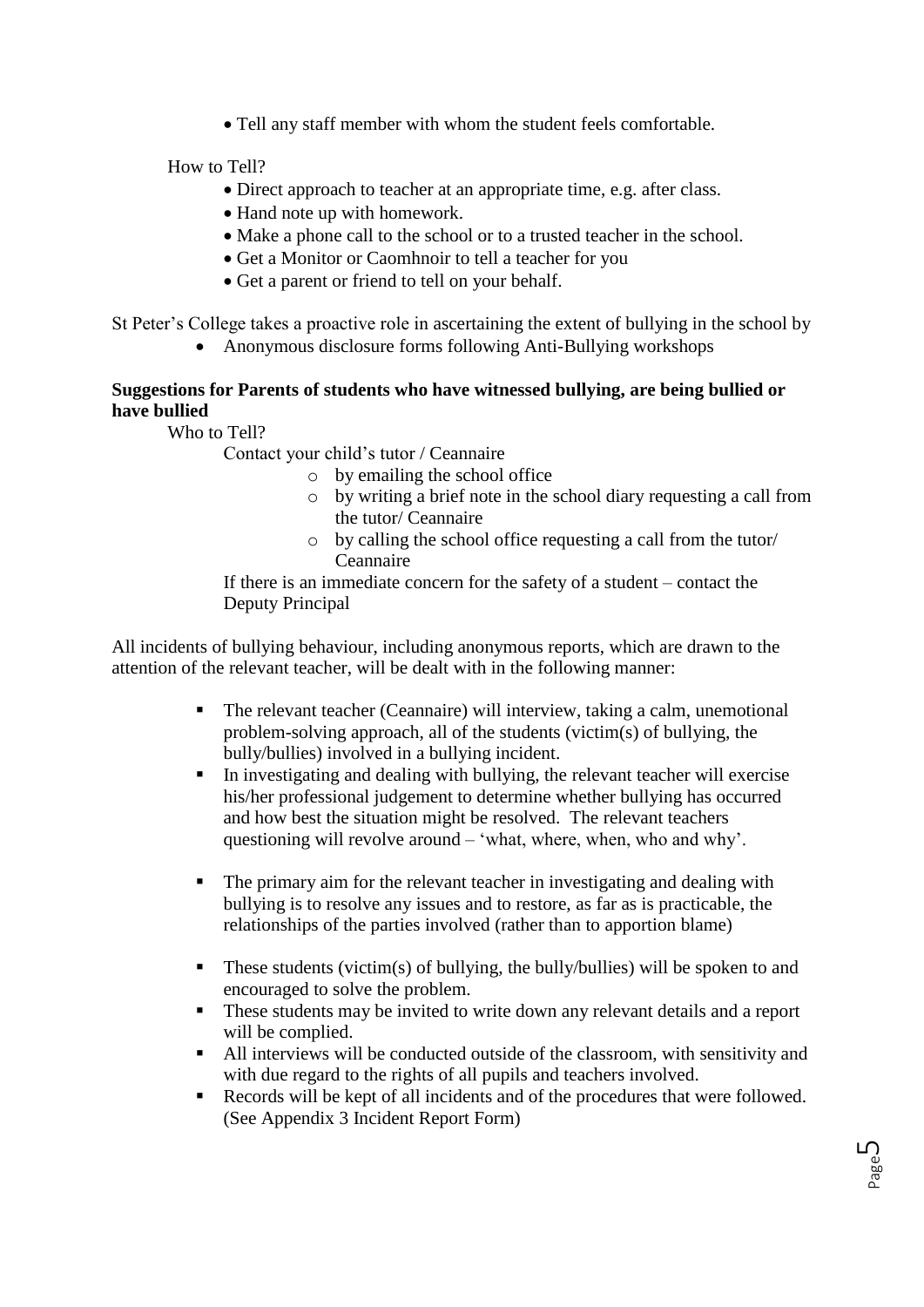- Tell any staff member with whom the student feels comfortable.

How to Tell?

- Direct approach to teacher at an appropriate time, e.g. after class.
- Hand note up with homework.
- Make a phone call to the school or to a trusted teacher in the school.
- Get a Monitor or Caomhnoir to tell a teacher for you
- Get a parent or friend to tell on your behalf.

St Peter's College takes a proactive role in ascertaining the extent of bullying in the school by

- Anonymous disclosure forms following Anti-Bullying workshops

**Suggestions for Parents of students who have witnessed bullying, are being bullied or have bullied**

Who to Tell?

Contact your child's tutor / Ceannaire

- by emailing the school office
- by writing a brief note in the school diary requesting a call from the tutor/ Ceannaire
- by calling the school office requesting a call from the tutor/ Ceannaire

If there is an immediate concern for the safety of a student – contact the Deputy Principal

All incidents of bullying behaviour, including anonymous reports, which are drawn to the attention of the relevant teacher, will be dealt with in the following manner:

- The relevant teacher (Ceannaire) will interview, taking a calm, unemotional problem-solving approach, all of the students (victim(s) of bullying, the bully/bullies) involved in a bullying incident.
- In investigating and dealing with bullying, the relevant teacher will exercise his/her professional judgement to determine whether bullying has occurred and how best the situation might be resolved. The relevant teachers questioning will revolve around – 'what, where, when, who and why'.
- The primary aim for the relevant teacher in investigating and dealing with bullying is to resolve any issues and to restore, as far as is practicable, the relationships of the parties involved (rather than to apportion blame)
- These students (victim(s) of bullying, the bully/bullies) will be spoken to and encouraged to solve the problem.
- These students may be invited to write down any relevant details and a report will be complied.
- All interviews will be conducted outside of the classroom, with sensitivity and with due regard to the rights of all pupils and teachers involved.
- Records will be kept of all incidents and of the procedures that were followed. (See Appendix 3 Incident Report Form)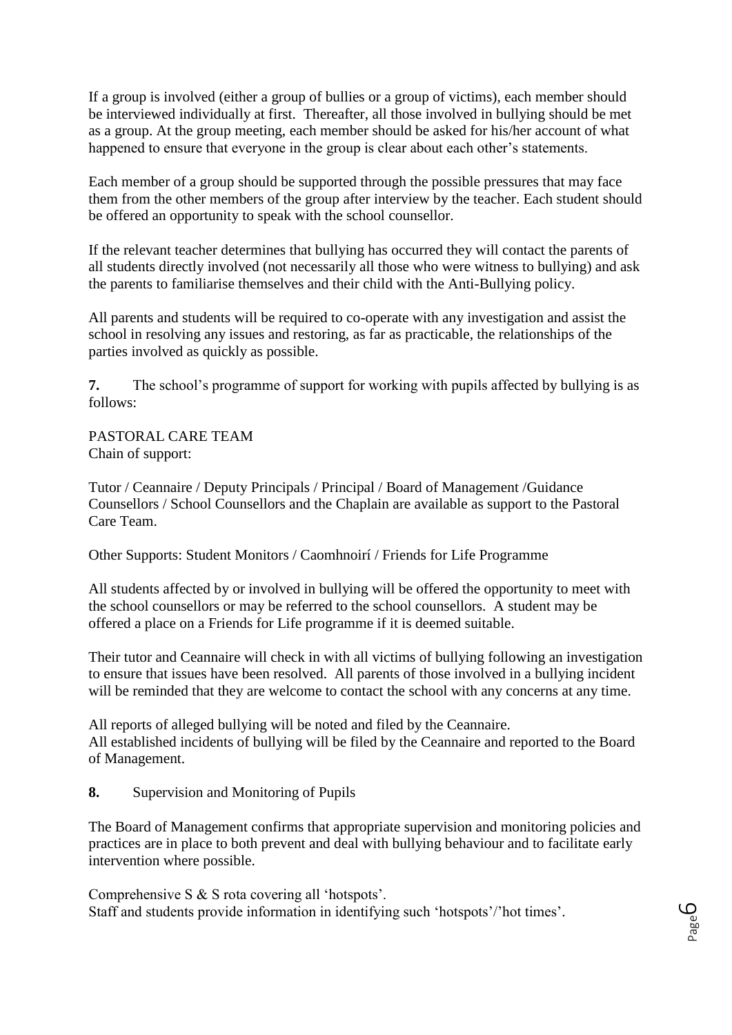If a group is involved (either a group of bullies or a group of victims), each member should be interviewed individually at first. Thereafter, all those involved in bullying should be met as a group. At the group meeting, each member should be asked for his/her account of what happened to ensure that everyone in the group is clear about each other's statements.

Each member of a group should be supported through the possible pressures that may face them from the other members of the group after interview by the teacher. Each student should be offered an opportunity to speak with the school counsellor.

If the relevant teacher determines that bullying has occurred they will contact the parents of all students directly involved (not necessarily all those who were witness to bullying) and ask the parents to familiarise themselves and their child with the Anti-Bullying policy.

All parents and students will be required to co-operate with any investigation and assist the school in resolving any issues and restoring, as far as practicable, the relationships of the parties involved as quickly as possible.

**7.** The school's programme of support for working with pupils affected by bullying is as follows:

PASTORAL CARE TEAM
Chain of support:

Tutor / Ceannaire / Deputy Principals / Principal / Board of Management /Guidance Counsellors / School Counsellors and the Chaplain are available as support to the Pastoral Care Team.

Other Supports: Student Monitors / Caomhnoirí / Friends for Life Programme

All students affected by or involved in bullying will be offered the opportunity to meet with the school counsellors or may be referred to the school counsellors. A student may be offered a place on a Friends for Life programme if it is deemed suitable.

Their tutor and Ceannaire will check in with all victims of bullying following an investigation to ensure that issues have been resolved. All parents of those involved in a bullying incident will be reminded that they are welcome to contact the school with any concerns at any time.

All reports of alleged bullying will be noted and filed by the Ceannaire.
All established incidents of bullying will be filed by the Ceannaire and reported to the Board of Management.

**8.** Supervision and Monitoring of Pupils

The Board of Management confirms that appropriate supervision and monitoring policies and practices are in place to both prevent and deal with bullying behaviour and to facilitate early intervention where possible.

Comprehensive S & S rota covering all 'hotspots'.
Staff and students provide information in identifying such 'hotspots'/'hot times'.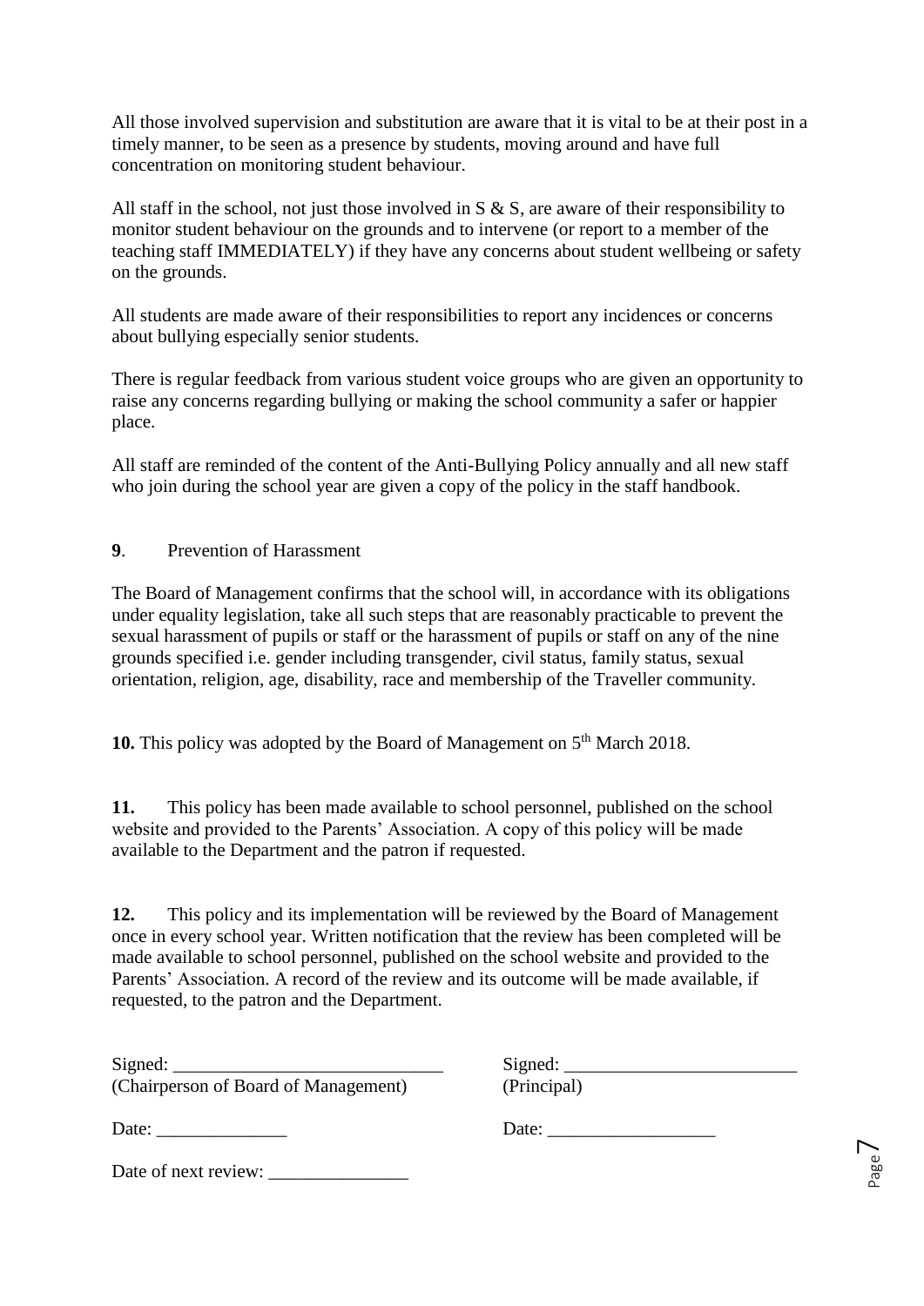All those involved supervision and substitution are aware that it is vital to be at their post in a timely manner, to be seen as a presence by students, moving around and have full concentration on monitoring student behaviour.

All staff in the school, not just those involved in S & S, are aware of their responsibility to monitor student behaviour on the grounds and to intervene (or report to a member of the teaching staff IMMEDIATELY) if they have any concerns about student wellbeing or safety on the grounds.

All students are made aware of their responsibilities to report any incidences or concerns about bullying especially senior students.

There is regular feedback from various student voice groups who are given an opportunity to raise any concerns regarding bullying or making the school community a safer or happier place.

All staff are reminded of the content of the Anti-Bullying Policy annually and all new staff who join during the school year are given a copy of the policy in the staff handbook.

**9**. Prevention of Harassment

The Board of Management confirms that the school will, in accordance with its obligations under equality legislation, take all such steps that are reasonably practicable to prevent the sexual harassment of pupils or staff or the harassment of pupils or staff on any of the nine grounds specified i.e. gender including transgender, civil status, family status, sexual orientation, religion, age, disability, race and membership of the Traveller community.

**10.** This policy was adopted by the Board of Management on 5th March 2018.

**11.** This policy has been made available to school personnel, published on the school website and provided to the Parents' Association. A copy of this policy will be made available to the Department and the patron if requested.

**12.** This policy and its implementation will be reviewed by the Board of Management once in every school year. Written notification that the review has been completed will be made available to school personnel, published on the school website and provided to the Parents' Association. A record of the review and its outcome will be made available, if requested, to the patron and the Department.

Signed: _____________________________
(Chairperson of Board of Management)

Date: ______________

Signed: _________________________
(Principal)

Date: __________________

Date of next review: _______________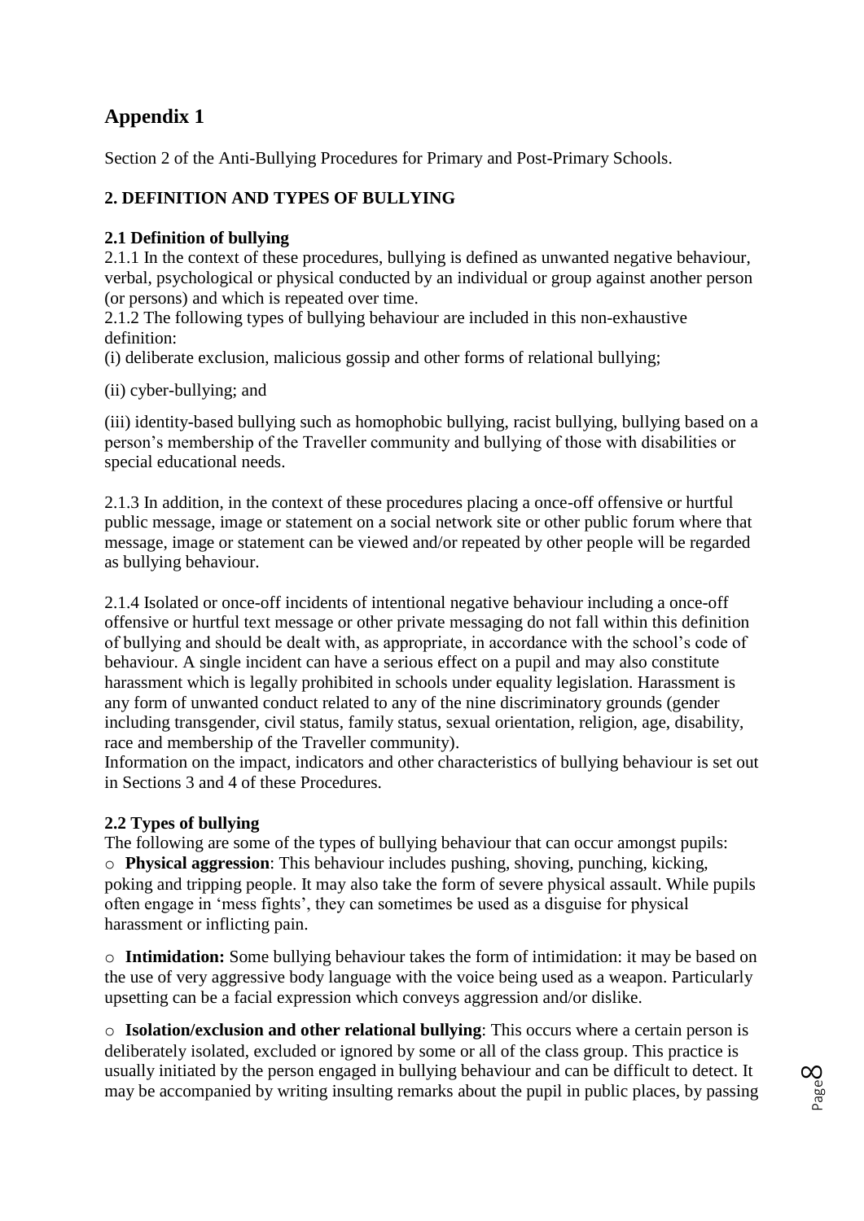# Appendix 1

Section 2 of the Anti-Bullying Procedures for Primary and Post-Primary Schools.

## 2. DEFINITION AND TYPES OF BULLYING

### 2.1 Definition of bullying

2.1.1 In the context of these procedures, bullying is defined as unwanted negative behaviour, verbal, psychological or physical conducted by an individual or group against another person (or persons) and which is repeated over time.

2.1.2 The following types of bullying behaviour are included in this non-exhaustive definition:

(i) deliberate exclusion, malicious gossip and other forms of relational bullying;

(ii) cyber-bullying; and

(iii) identity-based bullying such as homophobic bullying, racist bullying, bullying based on a person's membership of the Traveller community and bullying of those with disabilities or special educational needs.

2.1.3 In addition, in the context of these procedures placing a once-off offensive or hurtful public message, image or statement on a social network site or other public forum where that message, image or statement can be viewed and/or repeated by other people will be regarded as bullying behaviour.

2.1.4 Isolated or once-off incidents of intentional negative behaviour including a once-off offensive or hurtful text message or other private messaging do not fall within this definition of bullying and should be dealt with, as appropriate, in accordance with the school's code of behaviour. A single incident can have a serious effect on a pupil and may also constitute harassment which is legally prohibited in schools under equality legislation. Harassment is any form of unwanted conduct related to any of the nine discriminatory grounds (gender including transgender, civil status, family status, sexual orientation, religion, age, disability, race and membership of the Traveller community).

Information on the impact, indicators and other characteristics of bullying behaviour is set out in Sections 3 and 4 of these Procedures.

### 2.2 Types of bullying

The following are some of the types of bullying behaviour that can occur amongst pupils:

- **Physical aggression**: This behaviour includes pushing, shoving, punching, kicking, poking and tripping people. It may also take the form of severe physical assault. While pupils often engage in 'mess fights', they can sometimes be used as a disguise for physical harassment or inflicting pain.

- **Intimidation:** Some bullying behaviour takes the form of intimidation: it may be based on the use of very aggressive body language with the voice being used as a weapon. Particularly upsetting can be a facial expression which conveys aggression and/or dislike.

- **Isolation/exclusion and other relational bullying**: This occurs where a certain person is deliberately isolated, excluded or ignored by some or all of the class group. This practice is usually initiated by the person engaged in bullying behaviour and can be difficult to detect. It may be accompanied by writing insulting remarks about the pupil in public places, by passing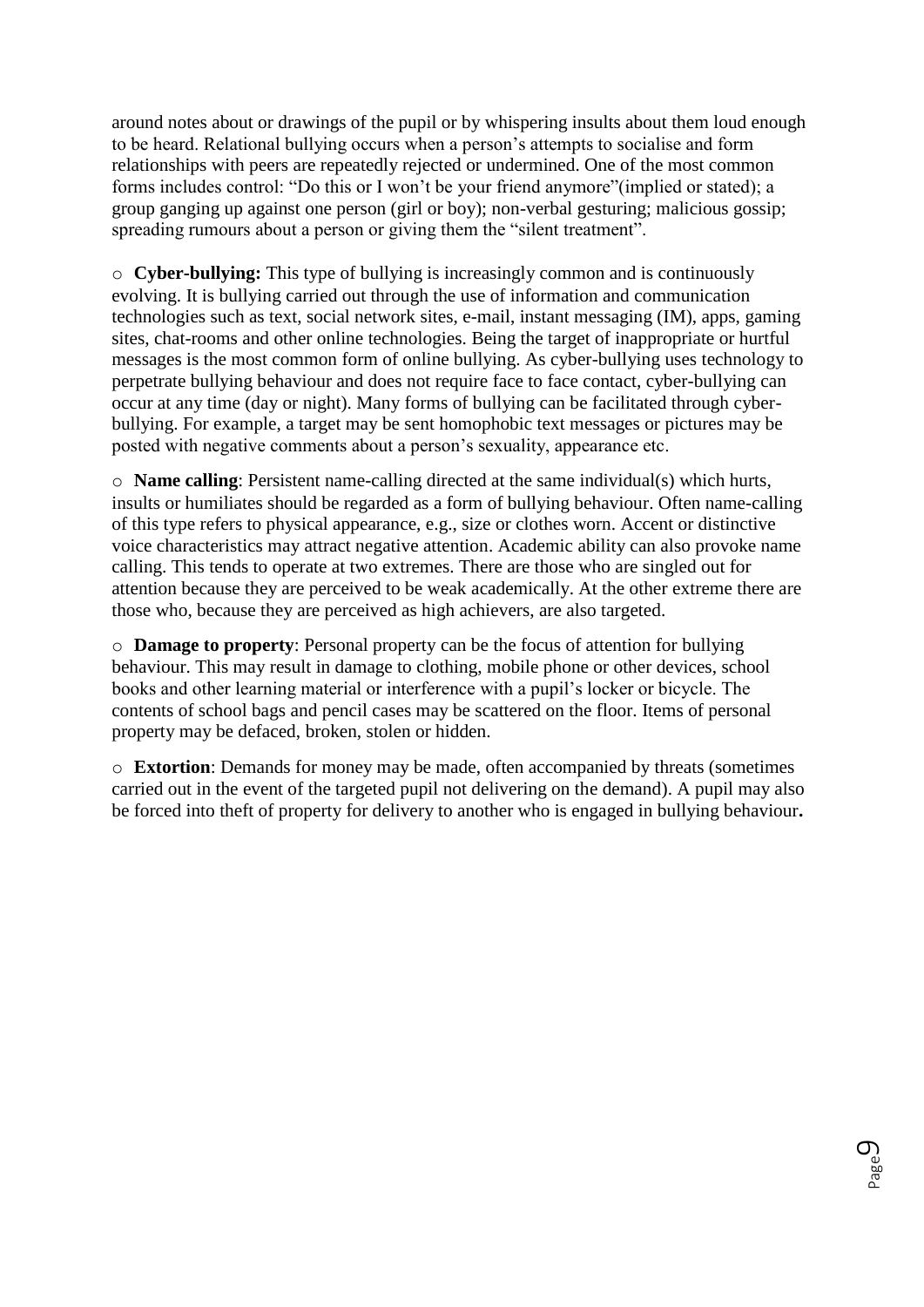around notes about or drawings of the pupil or by whispering insults about them loud enough to be heard. Relational bullying occurs when a person's attempts to socialise and form relationships with peers are repeatedly rejected or undermined. One of the most common forms includes control: "Do this or I won't be your friend anymore"(implied or stated); a group ganging up against one person (girl or boy); non-verbal gesturing; malicious gossip; spreading rumours about a person or giving them the "silent treatment".

- **Cyber-bullying:** This type of bullying is increasingly common and is continuously evolving. It is bullying carried out through the use of information and communication technologies such as text, social network sites, e-mail, instant messaging (IM), apps, gaming sites, chat-rooms and other online technologies. Being the target of inappropriate or hurtful messages is the most common form of online bullying. As cyber-bullying uses technology to perpetrate bullying behaviour and does not require face to face contact, cyber-bullying can occur at any time (day or night). Many forms of bullying can be facilitated through cyber-bullying. For example, a target may be sent homophobic text messages or pictures may be posted with negative comments about a person's sexuality, appearance etc.

- **Name calling**: Persistent name-calling directed at the same individual(s) which hurts, insults or humiliates should be regarded as a form of bullying behaviour. Often name-calling of this type refers to physical appearance, e.g., size or clothes worn. Accent or distinctive voice characteristics may attract negative attention. Academic ability can also provoke name calling. This tends to operate at two extremes. There are those who are singled out for attention because they are perceived to be weak academically. At the other extreme there are those who, because they are perceived as high achievers, are also targeted.

- **Damage to property**: Personal property can be the focus of attention for bullying behaviour. This may result in damage to clothing, mobile phone or other devices, school books and other learning material or interference with a pupil's locker or bicycle. The contents of school bags and pencil cases may be scattered on the floor. Items of personal property may be defaced, broken, stolen or hidden.

- **Extortion**: Demands for money may be made, often accompanied by threats (sometimes carried out in the event of the targeted pupil not delivering on the demand). A pupil may also be forced into theft of property for delivery to another who is engaged in bullying behaviour**.**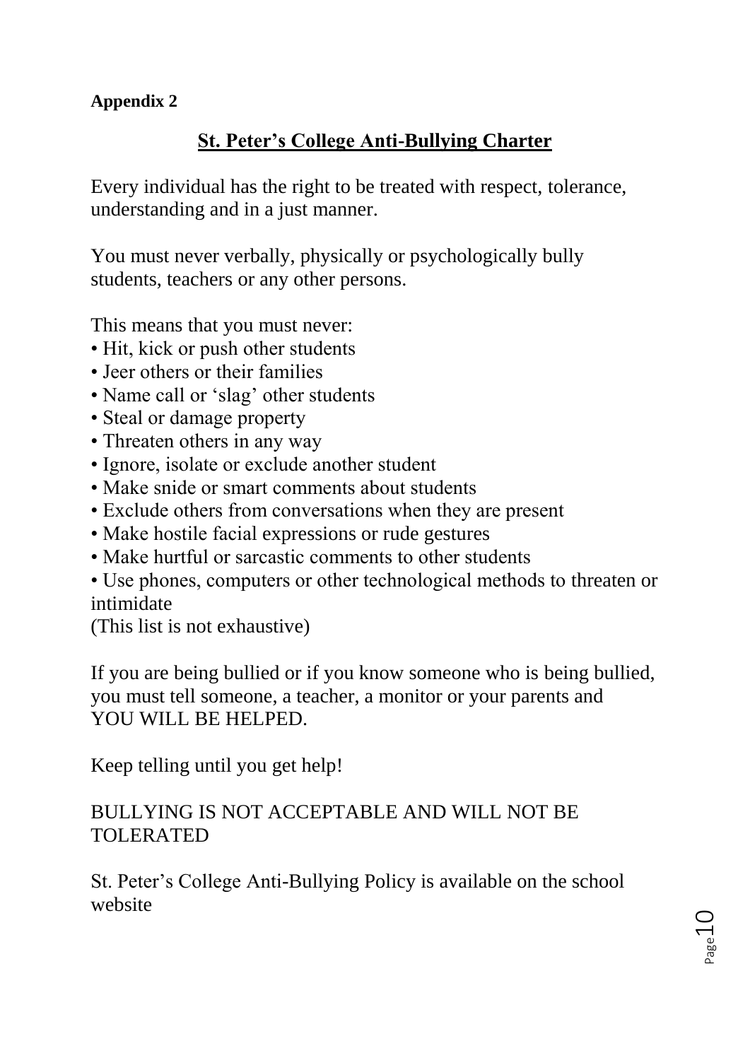**Appendix 2**

## St. Peter's College Anti-Bullying Charter

Every individual has the right to be treated with respect, tolerance, understanding and in a just manner.

You must never verbally, physically or psychologically bully students, teachers or any other persons.

This means that you must never:

- Hit, kick or push other students
- Jeer others or their families
- Name call or 'slag' other students
- Steal or damage property
- Threaten others in any way
- Ignore, isolate or exclude another student
- Make snide or smart comments about students
- Exclude others from conversations when they are present
- Make hostile facial expressions or rude gestures
- Make hurtful or sarcastic comments to other students
- Use phones, computers or other technological methods to threaten or intimidate

(This list is not exhaustive)

If you are being bullied or if you know someone who is being bullied, you must tell someone, a teacher, a monitor or your parents and YOU WILL BE HELPED.

Keep telling until you get help!

BULLYING IS NOT ACCEPTABLE AND WILL NOT BE TOLERATED

St. Peter's College Anti-Bullying Policy is available on the school website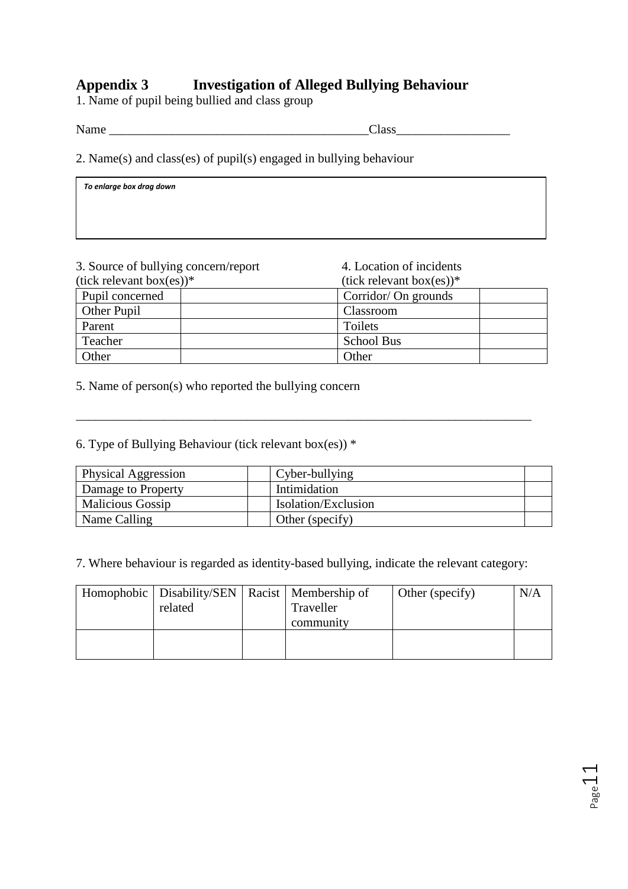## Appendix 3 Investigation of Alleged Bullying Behaviour

1. Name of pupil being bullied and class group

Name ________________________________________Class_________________

2. Name(s) and class(es) of pupil(s) engaged in bullying behaviour

| *To enlarge box drag down* |
|---|
| |

3. Source of bullying concern/report (tick relevant box(es))*

| Pupil concerned | |
|---|---|
| Other Pupil | |
| Parent | |
| Teacher | |
| Other | |

4. Location of incidents (tick relevant box(es))*

| Corridor/ On grounds | |
|---|---|
| Classroom | |
| Toilets | |
| School Bus | |
| Other | |

5. Name of person(s) who reported the bullying concern

______________________________________________________________________

6. Type of Bullying Behaviour (tick relevant box(es)) *

| Physical Aggression | | Cyber-bullying | |
|---|---|---|---|
| Damage to Property | | Intimidation | |
| Malicious Gossip | | Isolation/Exclusion | |
| Name Calling | | Other (specify) | |

7. Where behaviour is regarded as identity-based bullying, indicate the relevant category:

| Homophobic | Disability/SEN related | Racist | Membership of Traveller community | Other (specify) | N/A |
|---|---|---|---|---|---|
| | | | | | |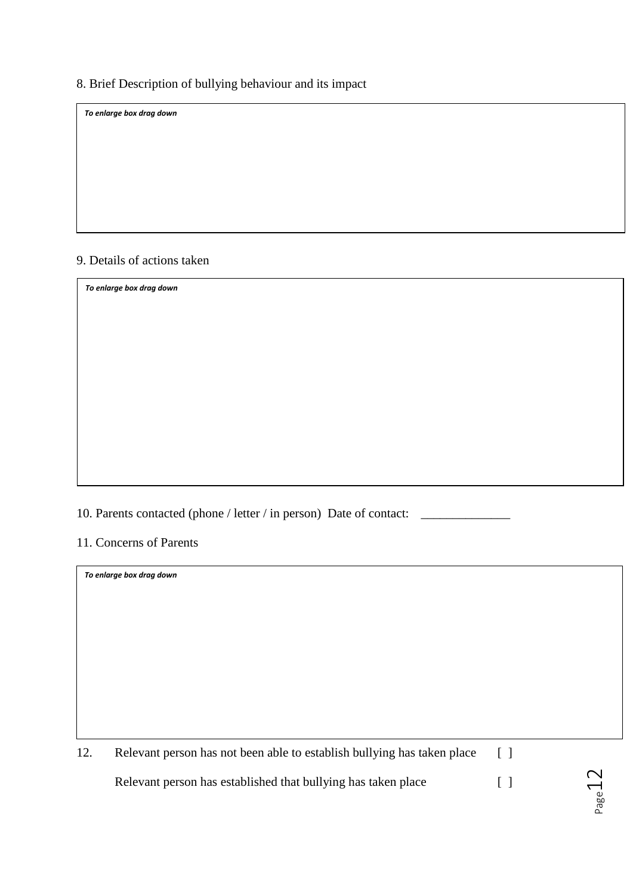8. Brief Description of bullying behaviour and its impact

*To enlarge box drag down*

9. Details of actions taken

*To enlarge box drag down*

10. Parents contacted (phone / letter / in person)  Date of contact: ______________

11. Concerns of Parents

*To enlarge box drag down*

12. Relevant person has not been able to establish bullying has taken place [ ]

Relevant person has established that bullying has taken place [ ]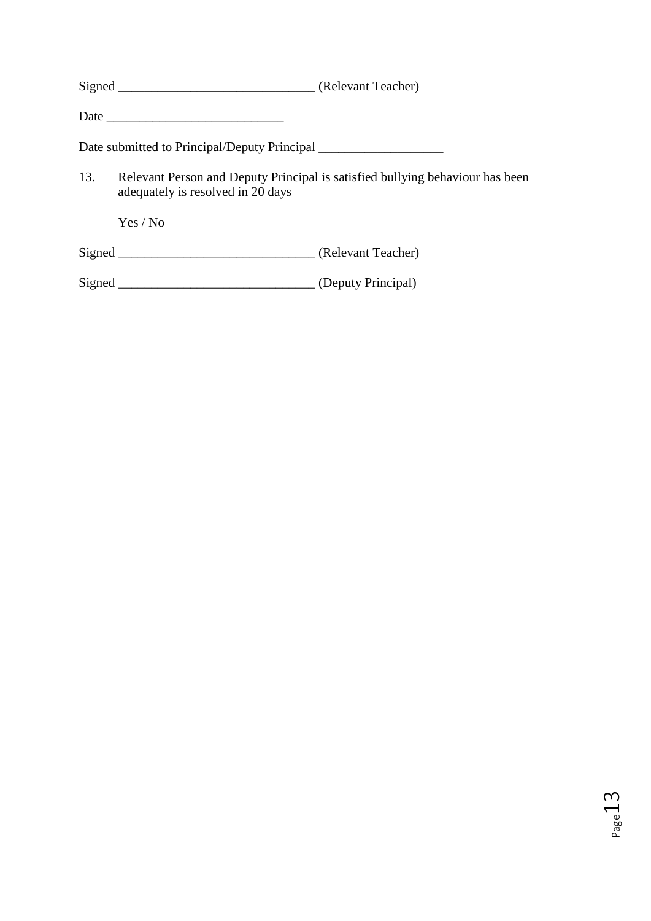Signed ______________________________ (Relevant Teacher)

Date ___________________________

Date submitted to Principal/Deputy Principal ___________________

13. Relevant Person and Deputy Principal is satisfied bullying behaviour has been adequately is resolved in 20 days

    Yes / No

Signed ______________________________ (Relevant Teacher)

Signed ______________________________ (Deputy Principal)